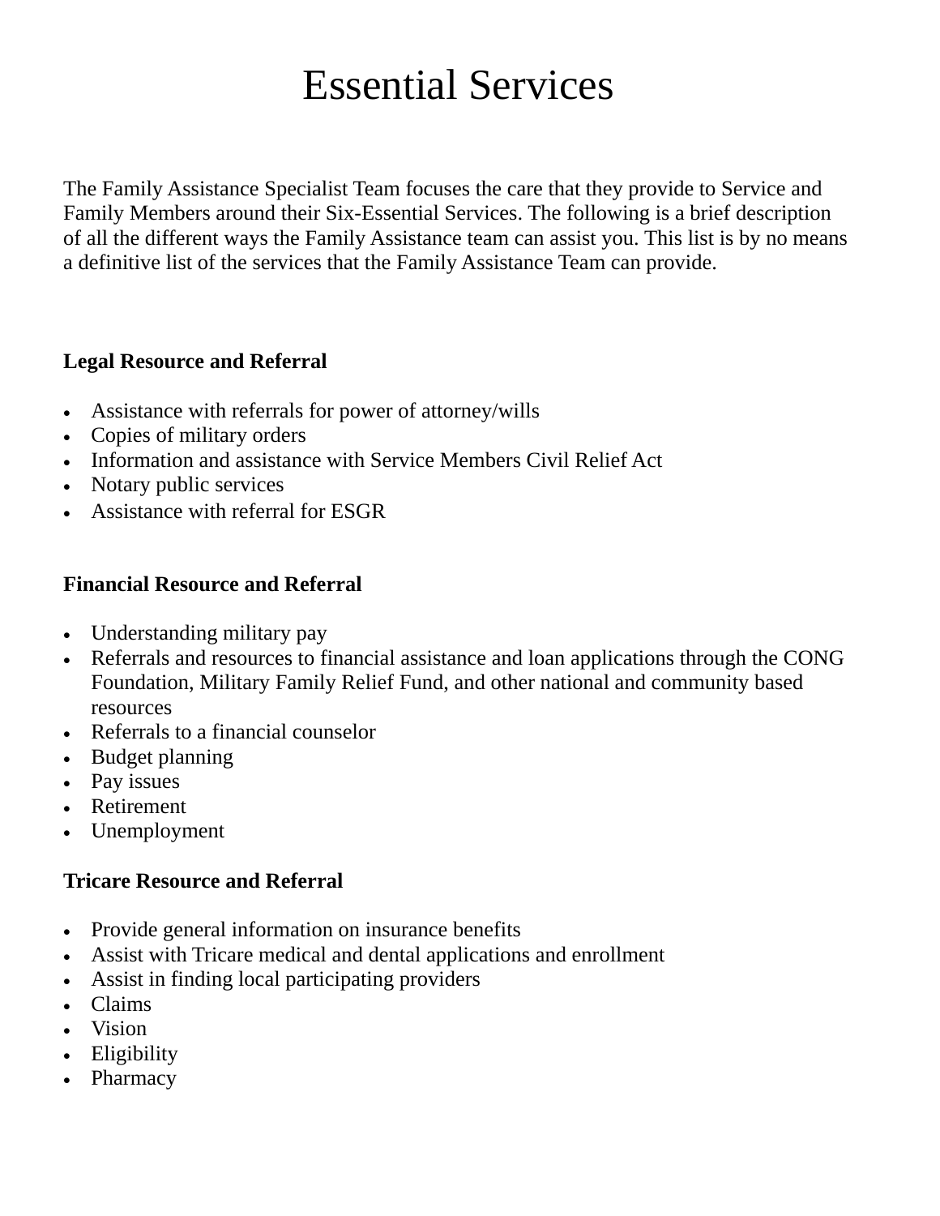# Essential Services

The Family Assistance Specialist Team focuses the care that they provide to Service and Family Members around their Six-Essential Services. The following is a brief description of all the different ways the Family Assistance team can assist you. This list is by no means a definitive list of the services that the Family Assistance Team can provide.

**Legal Resource and Referral**

- Assistance with referrals for power of attorney/wills
- Copies of military orders
- Information and assistance with Service Members Civil Relief Act
- Notary public services
- Assistance with referral for ESGR

**Financial Resource and Referral**

- Understanding military pay
- Referrals and resources to financial assistance and loan applications through the CONG Foundation, Military Family Relief Fund, and other national and community based resources
- Referrals to a financial counselor
- Budget planning
- Pay issues
- Retirement
- Unemployment

**Tricare Resource and Referral**

- Provide general information on insurance benefits
- Assist with Tricare medical and dental applications and enrollment
- Assist in finding local participating providers
- Claims
- Vision
- Eligibility
- Pharmacy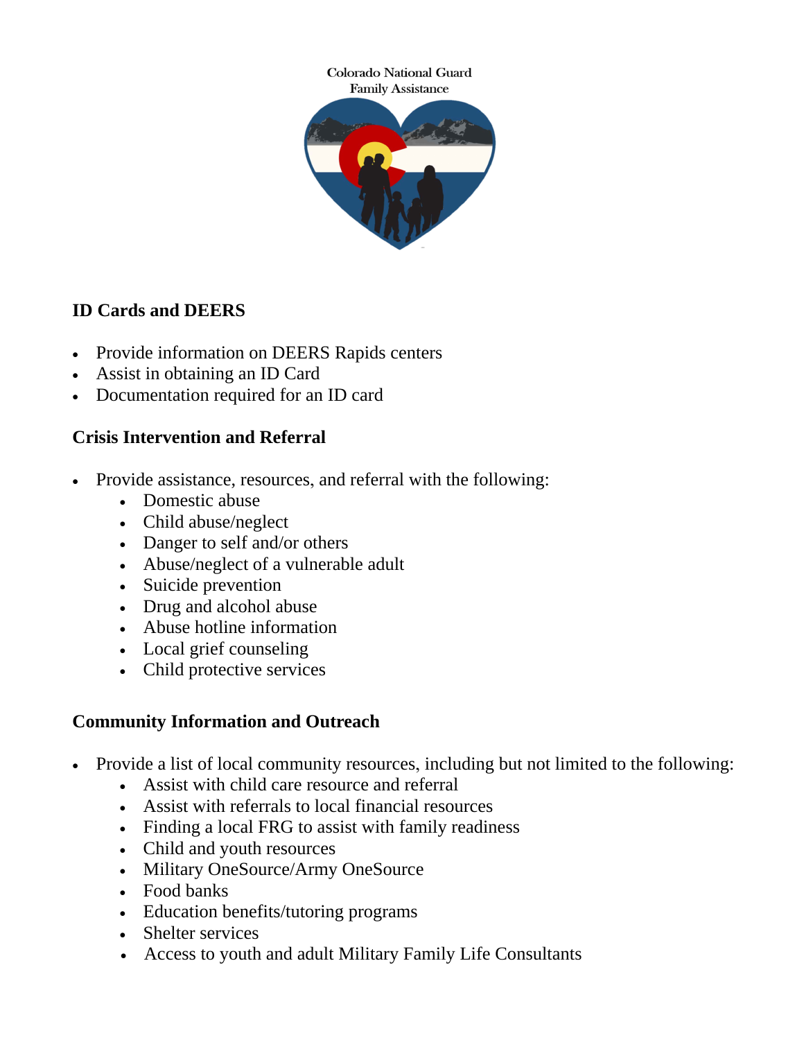Colorado National Guard
Family Assistance

## ID Cards and DEERS

- Provide information on DEERS Rapids centers
- Assist in obtaining an ID Card
- Documentation required for an ID card

## Crisis Intervention and Referral

- Provide assistance, resources, and referral with the following:
  - Domestic abuse
  - Child abuse/neglect
  - Danger to self and/or others
  - Abuse/neglect of a vulnerable adult
  - Suicide prevention
  - Drug and alcohol abuse
  - Abuse hotline information
  - Local grief counseling
  - Child protective services

## Community Information and Outreach

- Provide a list of local community resources, including but not limited to the following:
  - Assist with child care resource and referral
  - Assist with referrals to local financial resources
  - Finding a local FRG to assist with family readiness
  - Child and youth resources
  - Military OneSource/Army OneSource
  - Food banks
  - Education benefits/tutoring programs
  - Shelter services
  - Access to youth and adult Military Family Life Consultants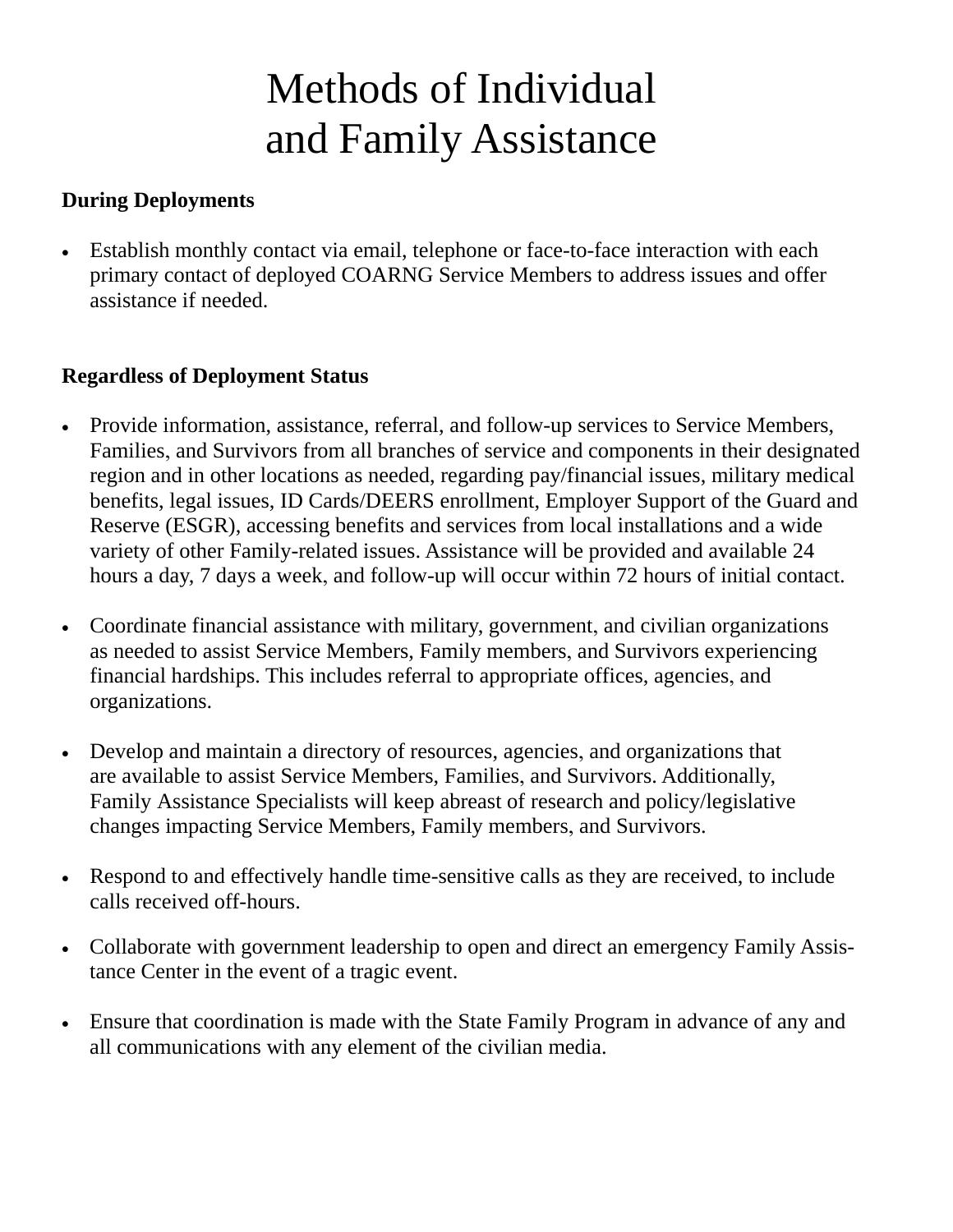# Methods of Individual and Family Assistance

**During Deployments**

- Establish monthly contact via email, telephone or face-to-face interaction with each primary contact of deployed COARNG Service Members to address issues and offer assistance if needed.

**Regardless of Deployment Status**

- Provide information, assistance, referral, and follow-up services to Service Members, Families, and Survivors from all branches of service and components in their designated region and in other locations as needed, regarding pay/financial issues, military medical benefits, legal issues, ID Cards/DEERS enrollment, Employer Support of the Guard and Reserve (ESGR), accessing benefits and services from local installations and a wide variety of other Family-related issues. Assistance will be provided and available 24 hours a day, 7 days a week, and follow-up will occur within 72 hours of initial contact.

- Coordinate financial assistance with military, government, and civilian organizations as needed to assist Service Members, Family members, and Survivors experiencing financial hardships. This includes referral to appropriate offices, agencies, and organizations.

- Develop and maintain a directory of resources, agencies, and organizations that are available to assist Service Members, Families, and Survivors. Additionally, Family Assistance Specialists will keep abreast of research and policy/legislative changes impacting Service Members, Family members, and Survivors.

- Respond to and effectively handle time-sensitive calls as they are received, to include calls received off-hours.

- Collaborate with government leadership to open and direct an emergency Family Assistance Center in the event of a tragic event.

- Ensure that coordination is made with the State Family Program in advance of any and all communications with any element of the civilian media.